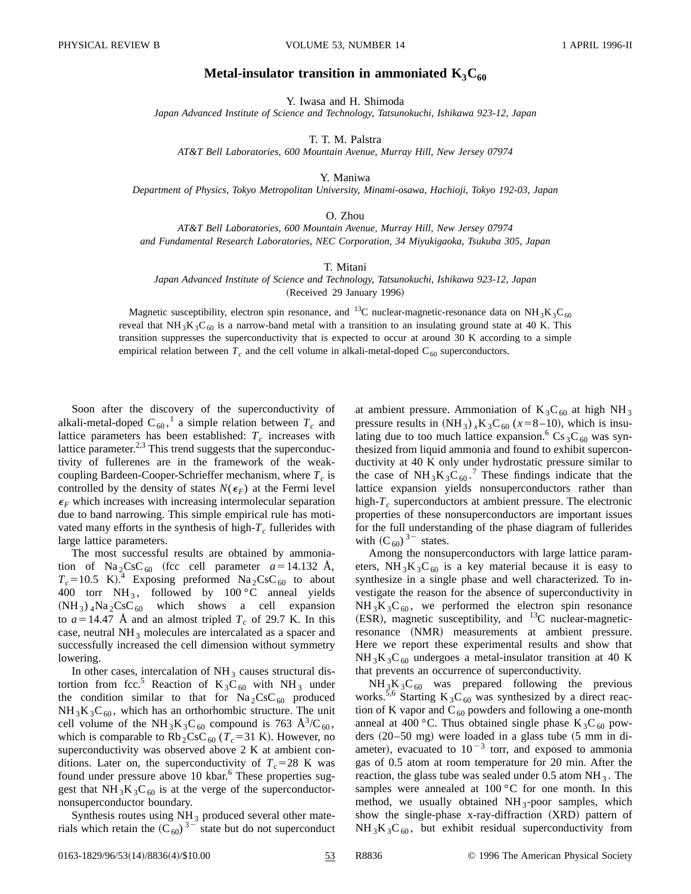# Metal-insulator transition in ammoniated $K_3C_{60}$

Y. Iwasa and H. Shimoda

*Japan Advanced Institute of Science and Technology, Tatsunokuchi, Ishikawa 923-12, Japan*

T. T. M. Palstra

*AT&T Bell Laboratories, 600 Mountain Avenue, Murray Hill, New Jersey 07974*

Y. Maniwa

*Department of Physics, Tokyo Metropolitan University, Minami-osawa, Hachioji, Tokyo 192-03, Japan*

O. Zhou

*AT&T Bell Laboratories, 600 Mountain Avenue, Murray Hill, New Jersey 07974*
*and Fundamental Research Laboratories, NEC Corporation, 34 Miyukigaoka, Tsukuba 305, Japan*

T. Mitani

*Japan Advanced Institute of Science and Technology, Tatsunokuchi, Ishikawa 923-12, Japan*

(Received 29 January 1996)

Magnetic susceptibility, electron spin resonance, and $^{13}$C nuclear-magnetic-resonance data on $NH_3K_3C_{60}$ reveal that $NH_3K_3C_{60}$ is a narrow-band metal with a transition to an insulating ground state at 40 K. This transition suppresses the superconductivity that is expected to occur at around 30 K according to a simple empirical relation between $T_c$ and the cell volume in alkali-metal-doped $C_{60}$ superconductors.

Soon after the discovery of the superconductivity of alkali-metal-doped $C_{60}$,[1] a simple relation between $T_c$ and lattice parameters has been established: $T_c$ increases with lattice parameter.[2,3] This trend suggests that the superconductivity of fullerenes are in the framework of the weak-coupling Bardeen-Cooper-Schrieffer mechanism, where $T_c$ is controlled by the density of states $N(\epsilon_F)$ at the Fermi level $\epsilon_F$ which increases with increasing intermolecular separation due to band narrowing. This simple empirical rule has motivated many efforts in the synthesis of high-$T_c$ fullerides with large lattice parameters.

The most successful results are obtained by ammoniation of $Na_2CsC_{60}$ (fcc cell parameter $a=14.132$ Å, $T_c=10.5$ K).[4] Exposing preformed $Na_2CsC_{60}$ to about 400 torr $NH_3$, followed by 100 °C anneal yields $(NH_3)_4Na_2CsC_{60}$ which shows a cell expansion to $a=14.47$ Å and an almost tripled $T_c$ of 29.7 K. In this case, neutral $NH_3$ molecules are intercalated as a spacer and successfully increased the cell dimension without symmetry lowering.

In other cases, intercalation of $NH_3$ causes structural distortion from fcc.[5] Reaction of $K_3C_{60}$ with $NH_3$ under the condition similar to that for $Na_2CsC_{60}$ produced $NH_3K_3C_{60}$, which has an orthorhombic structure. The unit cell volume of the $NH_3K_3C_{60}$ compound is 763 Å$^3$/$C_{60}$, which is comparable to $Rb_2CsC_{60}$ ($T_c=31$ K). However, no superconductivity was observed above 2 K at ambient conditions. Later on, the superconductivity of $T_c=28$ K was found under pressure above 10 kbar.[6] These properties suggest that $NH_3K_3C_{60}$ is at the verge of the superconductor-nonsuperconductor boundary.

Synthesis routes using $NH_3$ produced several other materials which retain the $(C_{60})^{3-}$ state but do not superconduct at ambient pressure. Ammoniation of $K_3C_{60}$ at high $NH_3$ pressure results in $(NH_3)_xK_3C_{60}$ ($x=8$–10), which is insulating due to too much lattice expansion.[6] $Cs_3C_{60}$ was synthesized from liquid ammonia and found to exhibit superconductivity at 40 K only under hydrostatic pressure similar to the case of $NH_3K_3C_{60}$.[7] These findings indicate that the lattice expansion yields nonsuperconductors rather than high-$T_c$ superconductors at ambient pressure. The electronic properties of these nonsuperconductors are important issues for the full understanding of the phase diagram of fullerides with $(C_{60})^{3-}$ states.

Among the nonsuperconductors with large lattice parameters, $NH_3K_3C_{60}$ is a key material because it is easy to synthesize in a single phase and well characterized. To investigate the reason for the absence of superconductivity in $NH_3K_3C_{60}$, we performed the electron spin resonance (ESR), magnetic susceptibility, and $^{13}$C nuclear-magnetic-resonance (NMR) measurements at ambient pressure. Here we report these experimental results and show that $NH_3K_3C_{60}$ undergoes a metal-insulator transition at 40 K that prevents an occurrence of superconductivity.

$NH_3K_3C_{60}$ was prepared following the previous works.[5,6] Starting $K_3C_{60}$ was synthesized by a direct reaction of K vapor and $C_{60}$ powders and following a one-month anneal at 400 °C. Thus obtained single phase $K_3C_{60}$ powders (20–50 mg) were loaded in a glass tube (5 mm in diameter), evacuated to $10^{-3}$ torr, and exposed to ammonia gas of 0.5 atom at room temperature for 20 min. After the reaction, the glass tube was sealed under 0.5 atom $NH_3$. The samples were annealed at 100 °C for one month. In this method, we usually obtained $NH_3$-poor samples, which show the single-phase x-ray-diffraction (XRD) pattern of $NH_3K_3C_{60}$, but exhibit residual superconductivity from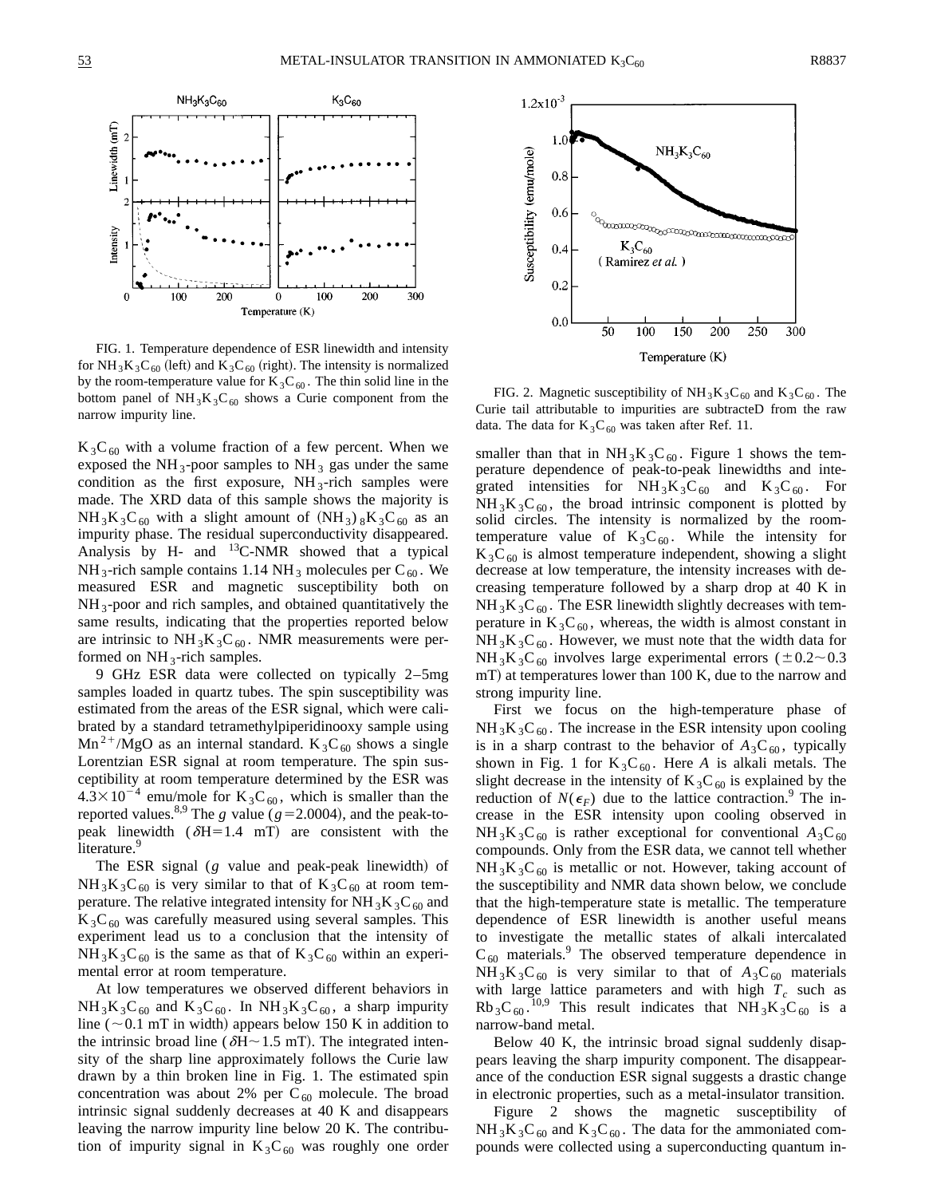FIG. 1. Temperature dependence of ESR linewidth and intensity for $NH_3K_3C_{60}$ (left) and $K_3C_{60}$ (right). The intensity is normalized by the room-temperature value for $K_3C_{60}$. The thin solid line in the bottom panel of $NH_3K_3C_{60}$ shows a Curie component from the narrow impurity line.

FIG. 2. Magnetic susceptibility of $NH_3K_3C_{60}$ and $K_3C_{60}$. The Curie tail attributable to impurities are subtracteD from the raw data. The data for $K_3C_{60}$ was taken after Ref. 11.

$K_3C_{60}$ with a volume fraction of a few percent. When we exposed the $NH_3$-poor samples to $NH_3$ gas under the same condition as the first exposure, $NH_3$-rich samples were made. The XRD data of this sample shows the majority is $NH_3K_3C_{60}$ with a slight amount of $(NH_3)_8K_3C_{60}$ as an impurity phase. The residual superconductivity disappeared. Analysis by H- and $^{13}$C-NMR showed that a typical $NH_3$-rich sample contains 1.14 $NH_3$ molecules per $C_{60}$. We measured ESR and magnetic susceptibility both on $NH_3$-poor and rich samples, and obtained quantitatively the same results, indicating that the properties reported below are intrinsic to $NH_3K_3C_{60}$. NMR measurements were performed on $NH_3$-rich samples.

9 GHz ESR data were collected on typically 2–5mg samples loaded in quartz tubes. The spin susceptibility was estimated from the areas of the ESR signal, which were calibrated by a standard tetramethylpiperidinooxy sample using $Mn^{2+}$/MgO as an internal standard. $K_3C_{60}$ shows a single Lorentzian ESR signal at room temperature. The spin susceptibility at room temperature determined by the ESR was $4.3\times10^{-4}$ emu/mole for $K_3C_{60}$, which is smaller than the reported values.[8,9] The $g$ value ($g$=2.0004), and the peak-to-peak linewidth ($\delta$H=1.4 mT) are consistent with the literature.[9]

The ESR signal ($g$ value and peak-peak linewidth) of $NH_3K_3C_{60}$ is very similar to that of $K_3C_{60}$ at room temperature. The relative integrated intensity for $NH_3K_3C_{60}$ and $K_3C_{60}$ was carefully measured using several samples. This experiment lead us to a conclusion that the intensity of $NH_3K_3C_{60}$ is the same as that of $K_3C_{60}$ within an experimental error at room temperature.

At low temperatures we observed different behaviors in $NH_3K_3C_{60}$ and $K_3C_{60}$. In $NH_3K_3C_{60}$, a sharp impurity line ($\sim$0.1 mT in width) appears below 150 K in addition to the intrinsic broad line ($\delta$H$\sim$1.5 mT). The integrated intensity of the sharp line approximately follows the Curie law drawn by a thin broken line in Fig. 1. The estimated spin concentration was about 2% per $C_{60}$ molecule. The broad intrinsic signal suddenly decreases at 40 K and disappears leaving the narrow impurity line below 20 K. The contribution of impurity signal in $K_3C_{60}$ was roughly one order smaller than that in $NH_3K_3C_{60}$. Figure 1 shows the temperature dependence of peak-to-peak linewidths and integrated intensities for $NH_3K_3C_{60}$ and $K_3C_{60}$. For $NH_3K_3C_{60}$, the broad intrinsic component is plotted by solid circles. The intensity is normalized by the room-temperature value of $K_3C_{60}$. While the intensity for $K_3C_{60}$ is almost temperature independent, showing a slight decrease at low temperature, the intensity increases with decreasing temperature followed by a sharp drop at 40 K in $NH_3K_3C_{60}$. The ESR linewidth slightly decreases with temperature in $K_3C_{60}$, whereas, the width is almost constant in $NH_3K_3C_{60}$. However, we must note that the width data for $NH_3K_3C_{60}$ involves large experimental errors ($\pm$0.2$\sim$0.3 mT) at temperatures lower than 100 K, due to the narrow and strong impurity line.

First we focus on the high-temperature phase of $NH_3K_3C_{60}$. The increase in the ESR intensity upon cooling is in a sharp contrast to the behavior of $A_3C_{60}$, typically shown in Fig. 1 for $K_3C_{60}$. Here $A$ is alkali metals. The slight decrease in the intensity of $K_3C_{60}$ is explained by the reduction of $N(\epsilon_F)$ due to the lattice contraction.[9] The increase in the ESR intensity upon cooling observed in $NH_3K_3C_{60}$ is rather exceptional for conventional $A_3C_{60}$ compounds. Only from the ESR data, we cannot tell whether $NH_3K_3C_{60}$ is metallic or not. However, taking account of the susceptibility and NMR data shown below, we conclude that the high-temperature state is metallic. The temperature dependence of ESR linewidth is another useful means to investigate the metallic states of alkali intercalated $C_{60}$ materials.[9] The observed temperature dependence in $NH_3K_3C_{60}$ is very similar to that of $A_3C_{60}$ materials with large lattice parameters and with high $T_c$ such as $Rb_3C_{60}$.[10,9] This result indicates that $NH_3K_3C_{60}$ is a narrow-band metal.

Below 40 K, the intrinsic broad signal suddenly disappears leaving the sharp impurity component. The disappearance of the conduction ESR signal suggests a drastic change in electronic properties, such as a metal-insulator transition.

Figure 2 shows the magnetic susceptibility of $NH_3K_3C_{60}$ and $K_3C_{60}$. The data for the ammoniated compounds were collected using a superconducting quantum in-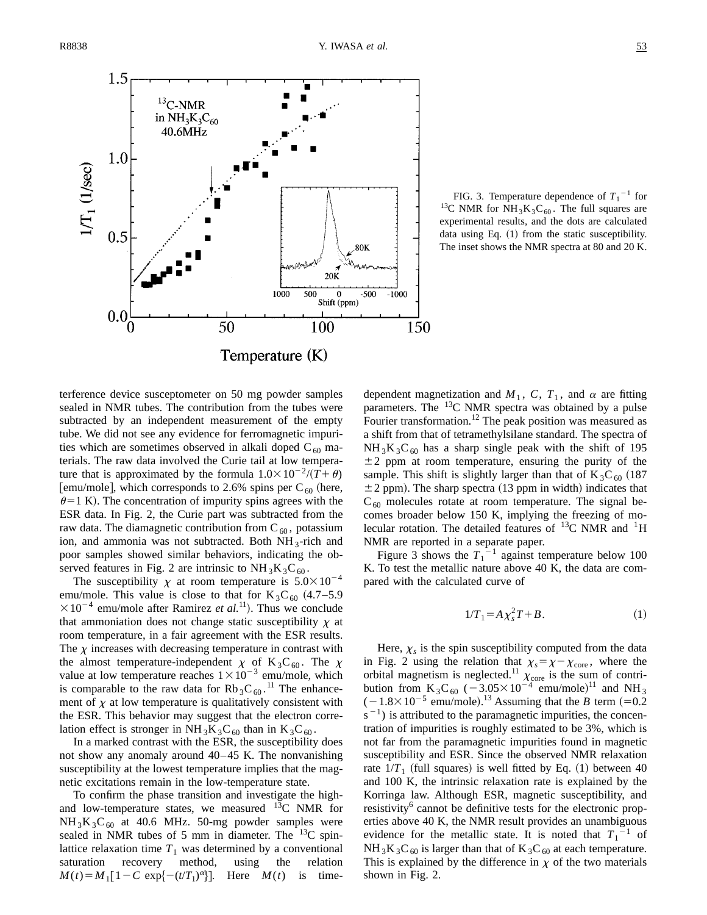FIG. 3. Temperature dependence of $T_1^{-1}$ for $^{13}$C NMR for $NH_3K_3C_{60}$. The full squares are experimental results, and the dots are calculated data using Eq. (1) from the static susceptibility. The inset shows the NMR spectra at 80 and 20 K.

terference device susceptometer on 50 mg powder samples sealed in NMR tubes. The contribution from the tubes were subtracted by an independent measurement of the empty tube. We did not see any evidence for ferromagnetic impurities which are sometimes observed in alkali doped $C_{60}$ materials. The raw data involved the Curie tail at low temperature that is approximated by the formula $1.0\times10^{-2}/(T+\theta)$ [emu/mole], which corresponds to 2.6% spins per $C_{60}$ (here, $\theta=1$ K). The concentration of impurity spins agrees with the ESR data. In Fig. 2, the Curie part was subtracted from the raw data. The diamagnetic contribution from $C_{60}$, potassium ion, and ammonia was not subtracted. Both $NH_3$-rich and poor samples showed similar behaviors, indicating the observed features in Fig. 2 are intrinsic to $NH_3K_3C_{60}$.

The susceptibility $\chi$ at room temperature is $5.0\times10^{-4}$ emu/mole. This value is close to that for $K_3C_{60}$ ($4.7$–$5.9\times10^{-4}$ emu/mole after Ramirez *et al.*[11]). Thus we conclude that ammoniation does not change static susceptibility $\chi$ at room temperature, in a fair agreement with the ESR results. The $\chi$ increases with decreasing temperature in contrast with the almost temperature-independent $\chi$ of $K_3C_{60}$. The $\chi$ value at low temperature reaches $1\times10^{-3}$ emu/mole, which is comparable to the raw data for $Rb_3C_{60}$.[11] The enhancement of $\chi$ at low temperature is qualitatively consistent with the ESR. This behavior may suggest that the electron correlation effect is stronger in $NH_3K_3C_{60}$ than in $K_3C_{60}$.

In a marked contrast with the ESR, the susceptibility does not show any anomaly around 40–45 K. The nonvanishing susceptibility at the lowest temperature implies that the magnetic excitations remain in the low-temperature state.

To confirm the phase transition and investigate the high- and low-temperature states, we measured $^{13}$C NMR for $NH_3K_3C_{60}$ at 40.6 MHz. 50-mg powder samples were sealed in NMR tubes of 5 mm in diameter. The $^{13}$C spin-lattice relaxation time $T_1$ was determined by a conventional saturation recovery method, using the relation $M(t)=M_1[1-C\exp\{-(t/T_1)^{\alpha}\}]$. Here $M(t)$ is time-dependent magnetization and $M_1$, $C$, $T_1$, and $\alpha$ are fitting parameters. The $^{13}$C NMR spectra was obtained by a pulse Fourier transformation.[12] The peak position was measured as a shift from that of tetramethylsilane standard. The spectra of $NH_3K_3C_{60}$ has a sharp single peak with the shift of 195 $\pm2$ ppm at room temperature, ensuring the purity of the sample. This shift is slightly larger than that of $K_3C_{60}$ (187 $\pm2$ ppm). The sharp spectra (13 ppm in width) indicates that $C_{60}$ molecules rotate at room temperature. The signal becomes broader below 150 K, implying the freezing of molecular rotation. The detailed features of $^{13}$C NMR and $^1$H NMR are reported in a separate paper.

Figure 3 shows the $T_1^{-1}$ against temperature below 100 K. To test the metallic nature above 40 K, the data are compared with the calculated curve of

$$1/T_1 = A\chi_s^2 T + B. \qquad (1)$$

Here, $\chi_s$ is the spin susceptibility computed from the data in Fig. 2 using the relation that $\chi_s=\chi-\chi_{\mathrm{core}}$, where the orbital magnetism is neglected.[11] $\chi_{\mathrm{core}}$ is the sum of contribution from $K_3C_{60}$ ($-3.05\times10^{-4}$ emu/mole)[11] and $NH_3$ ($-1.8\times10^{-5}$ emu/mole).[13] Assuming that the $B$ term ($=0.2$ $s^{-1}$) is attributed to the paramagnetic impurities, the concentration of impurities is roughly estimated to be 3%, which is not far from the paramagnetic impurities found in magnetic susceptibility and ESR. Since the observed NMR relaxation rate $1/T_1$ (full squares) is well fitted by Eq. (1) between 40 and 100 K, the intrinsic relaxation rate is explained by the Korringa law. Although ESR, magnetic susceptibility, and resistivity[6] cannot be definitive tests for the electronic properties above 40 K, the NMR result provides an unambiguous evidence for the metallic state. It is noted that $T_1^{-1}$ of $NH_3K_3C_{60}$ is larger than that of $K_3C_{60}$ at each temperature. This is explained by the difference in $\chi$ of the two materials shown in Fig. 2.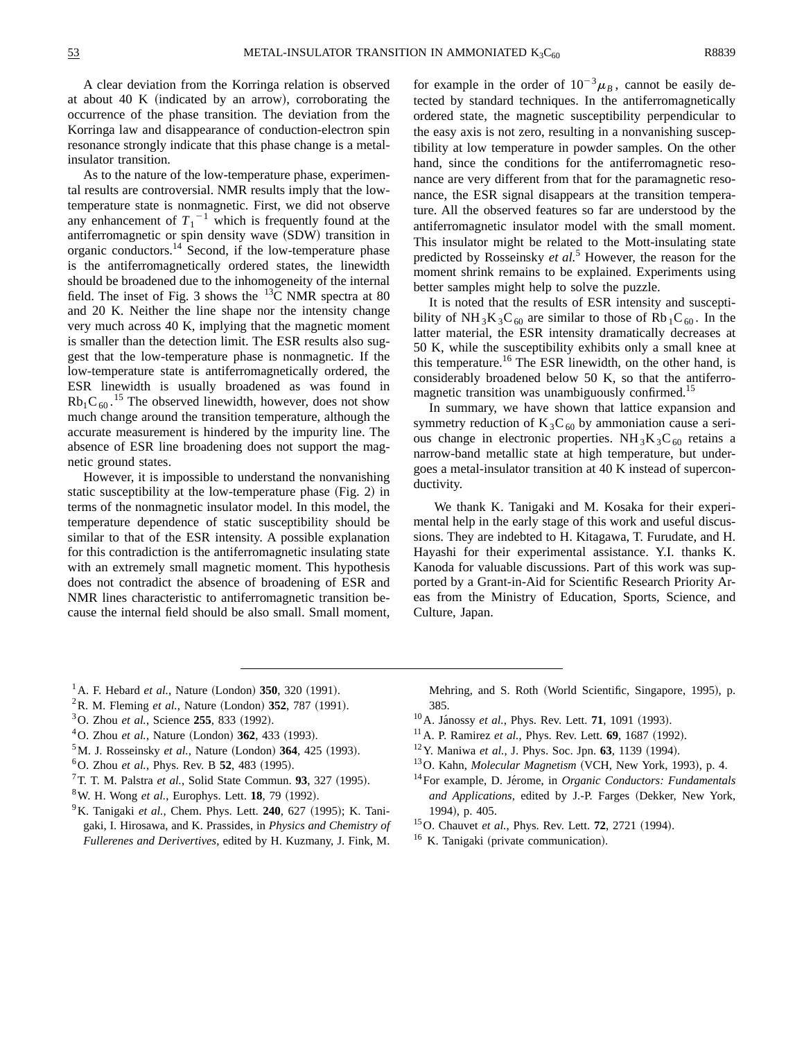A clear deviation from the Korringa relation is observed at about 40 K (indicated by an arrow), corroborating the occurrence of the phase transition. The deviation from the Korringa law and disappearance of conduction-electron spin resonance strongly indicate that this phase change is a metal-insulator transition.

As to the nature of the low-temperature phase, experimental results are controversial. NMR results imply that the low-temperature state is nonmagnetic. First, we did not observe any enhancement of ${T_1}^{-1}$ which is frequently found at the antiferromagnetic or spin density wave (SDW) transition in organic conductors.[14] Second, if the low-temperature phase is the antiferromagnetically ordered states, the linewidth should be broadened due to the inhomogeneity of the internal field. The inset of Fig. 3 shows the $^{13}$C NMR spectra at 80 and 20 K. Neither the line shape nor the intensity change very much across 40 K, implying that the magnetic moment is smaller than the detection limit. The ESR results also suggest that the low-temperature phase is nonmagnetic. If the low-temperature state is antiferromagnetically ordered, the ESR linewidth is usually broadened as was found in $Rb_1C_{60}$.[15] The observed linewidth, however, does not show much change around the transition temperature, although the accurate measurement is hindered by the impurity line. The absence of ESR line broadening does not support the magnetic ground states.

However, it is impossible to understand the nonvanishing static susceptibility at the low-temperature phase (Fig. 2) in terms of the nonmagnetic insulator model. In this model, the temperature dependence of static susceptibility should be similar to that of the ESR intensity. A possible explanation for this contradiction is the antiferromagnetic insulating state with an extremely small magnetic moment. This hypothesis does not contradict the absence of broadening of ESR and NMR lines characteristic to antiferromagnetic transition because the internal field should be also small. Small moment, for example in the order of $10^{-3}\mu_B$, cannot be easily detected by standard techniques. In the antiferromagnetically ordered state, the magnetic susceptibility perpendicular to the easy axis is not zero, resulting in a nonvanishing susceptibility at low temperature in powder samples. On the other hand, since the conditions for the antiferromagnetic resonance are very different from that for the paramagnetic resonance, the ESR signal disappears at the transition temperature. All the observed features so far are understood by the antiferromagnetic insulator model with the small moment. This insulator might be related to the Mott-insulating state predicted by Rosseinsky *et al.*[5] However, the reason for the moment shrink remains to be explained. Experiments using better samples might help to solve the puzzle.

It is noted that the results of ESR intensity and susceptibility of $NH_3K_3C_{60}$ are similar to those of $Rb_1C_{60}$. In the latter material, the ESR intensity dramatically decreases at 50 K, while the susceptibility exhibits only a small knee at this temperature.[16] The ESR linewidth, on the other hand, is considerably broadened below 50 K, so that the antiferromagnetic transition was unambiguously confirmed.[15]

In summary, we have shown that lattice expansion and symmetry reduction of $K_3C_{60}$ by ammoniation cause a serious change in electronic properties. $NH_3K_3C_{60}$ retains a narrow-band metallic state at high temperature, but undergoes a metal-insulator transition at 40 K instead of superconductivity.

We thank K. Tanigaki and M. Kosaka for their experimental help in the early stage of this work and useful discussions. They are indebted to H. Kitagawa, T. Furudate, and H. Hayashi for their experimental assistance. Y.I. thanks K. Kanoda for valuable discussions. Part of this work was supported by a Grant-in-Aid for Scientific Research Priority Areas from the Ministry of Education, Sports, Science, and Culture, Japan.

---

[1] A. F. Hebard *et al.*, Nature (London) **350**, 320 (1991).
[2] R. M. Fleming *et al.*, Nature (London) **352**, 787 (1991).
[3] O. Zhou *et al.*, Science **255**, 833 (1992).
[4] O. Zhou *et al.*, Nature (London) **362**, 433 (1993).
[5] M. J. Rosseinsky *et al.*, Nature (London) **364**, 425 (1993).
[6] O. Zhou *et al.*, Phys. Rev. B **52**, 483 (1995).
[7] T. T. M. Palstra *et al.*, Solid State Commun. **93**, 327 (1995).
[8] W. H. Wong *et al.*, Europhys. Lett. **18**, 79 (1992).
[9] K. Tanigaki *et al.*, Chem. Phys. Lett. **240**, 627 (1995); K. Tanigaki, I. Hirosawa, and K. Prassides, in *Physics and Chemistry of Fullerenes and Derivertives*, edited by H. Kuzmany, J. Fink, M. Mehring, and S. Roth (World Scientific, Singapore, 1995), p. 385.
[10] A. Jánossy *et al.*, Phys. Rev. Lett. **71**, 1091 (1993).
[11] A. P. Ramirez *et al.*, Phys. Rev. Lett. **69**, 1687 (1992).
[12] Y. Maniwa *et al.*, J. Phys. Soc. Jpn. **63**, 1139 (1994).
[13] O. Kahn, *Molecular Magnetism* (VCH, New York, 1993), p. 4.
[14] For example, D. Jérome, in *Organic Conductors: Fundamentals and Applications*, edited by J.-P. Farges (Dekker, New York, 1994), p. 405.
[15] O. Chauvet *et al.*, Phys. Rev. Lett. **72**, 2721 (1994).
[16] K. Tanigaki (private communication).